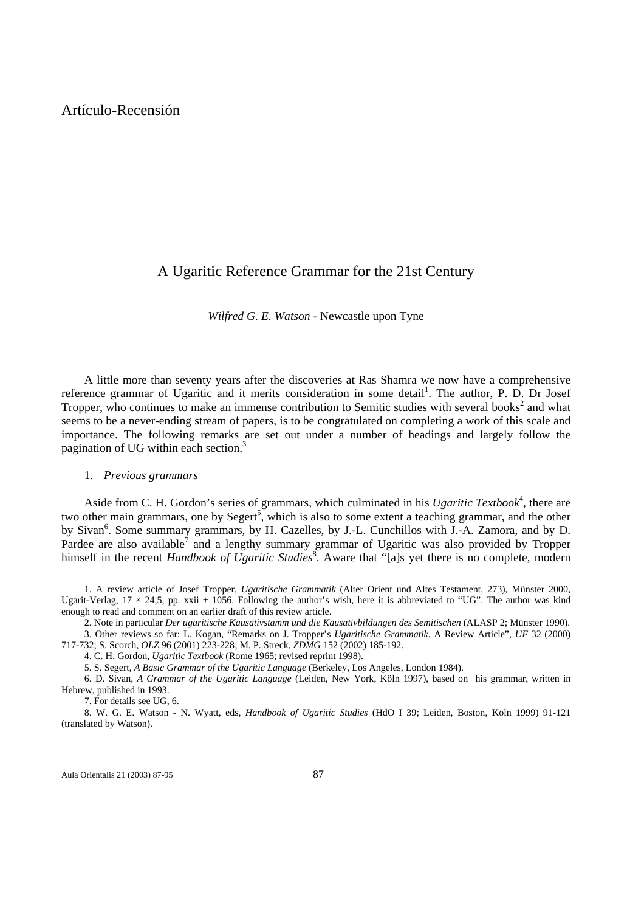Artículo-Recensión

# A Ugaritic Reference Grammar for the 21st Century

*Wilfred G. E. Watson* - Newcastle upon Tyne

A little more than seventy years after the discoveries at Ras Shamra we now have a comprehensive reference grammar of Ugaritic and it merits consideration in some detail[1]. The author, P. D. Dr Josef Tropper, who continues to make an immense contribution to Semitic studies with several books[2] and what seems to be a never-ending stream of papers, is to be congratulated on completing a work of this scale and importance. The following remarks are set out under a number of headings and largely follow the pagination of UG within each section.[3]

## 1. *Previous grammars*

Aside from C. H. Gordon's series of grammars, which culminated in his *Ugaritic Textbook*[4], there are two other main grammars, one by Segert[5], which is also to some extent a teaching grammar, and the other by Sivan[6]. Some summary grammars, by H. Cazelles, by J.-L. Cunchillos with J.-A. Zamora, and by D. Pardee are also available[7] and a lengthy summary grammar of Ugaritic was also provided by Tropper himself in the recent *Handbook of Ugaritic Studies*[8]. Aware that "[a]s yet there is no complete, modern

---

1. A review article of Josef Tropper, *Ugaritische Grammatik* (Alter Orient und Altes Testament, 273), Münster 2000, Ugarit-Verlag, 17 × 24,5, pp. xxii + 1056. Following the author's wish, here it is abbreviated to "UG". The author was kind enough to read and comment on an earlier draft of this review article.

2. Note in particular *Der ugaritische Kausativstamm und die Kausativbildungen des Semitischen* (ALASP 2; Münster 1990).

3. Other reviews so far: L. Kogan, "Remarks on J. Tropper's *Ugaritische Grammatik*. A Review Article", *UF* 32 (2000) 717-732; S. Scorch, *OLZ* 96 (2001) 223-228; M. P. Streck, *ZDMG* 152 (2002) 185-192.

4. C. H. Gordon, *Ugaritic Textbook* (Rome 1965; revised reprint 1998).

5. S. Segert, *A Basic Grammar of the Ugaritic Language* (Berkeley, Los Angeles, London 1984).

6. D. Sivan, *A Grammar of the Ugaritic Language* (Leiden, New York, Köln 1997), based on his grammar, written in Hebrew, published in 1993.

7. For details see UG, 6.

8. W. G. E. Watson - N. Wyatt, eds, *Handbook of Ugaritic Studies* (HdO I 39; Leiden, Boston, Köln 1999) 91-121 (translated by Watson).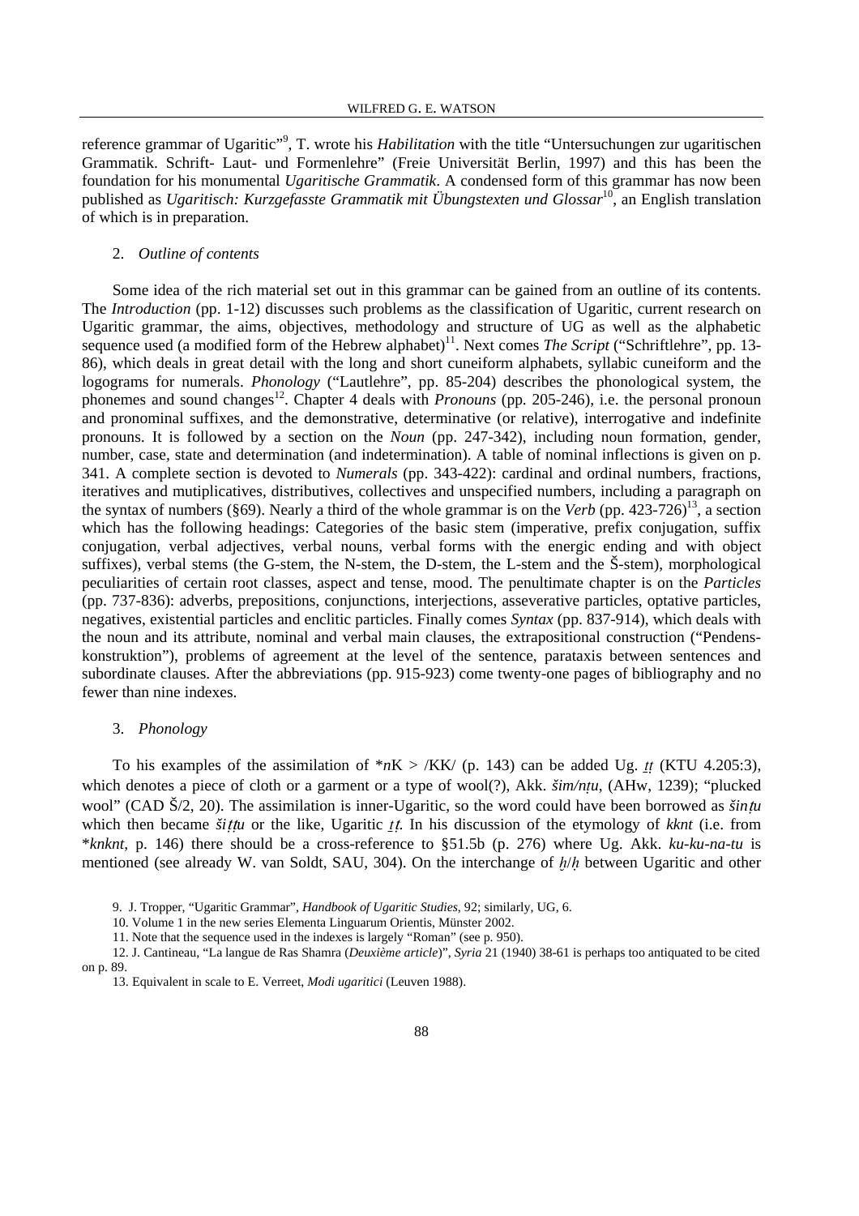reference grammar of Ugaritic"[9], T. wrote his *Habilitation* with the title "Untersuchungen zur ugaritischen Grammatik. Schrift- Laut- und Formenlehre" (Freie Universität Berlin, 1997) and this has been the foundation for his monumental *Ugaritische Grammatik*. A condensed form of this grammar has now been published as *Ugaritisch: Kurzgefasste Grammatik mit Übungstexten und Glossar*[10], an English translation of which is in preparation.

2. *Outline of contents*

Some idea of the rich material set out in this grammar can be gained from an outline of its contents. The *Introduction* (pp. 1-12) discusses such problems as the classification of Ugaritic, current research on Ugaritic grammar, the aims, objectives, methodology and structure of UG as well as the alphabetic sequence used (a modified form of the Hebrew alphabet)[11]. Next comes *The Script* ("Schriftlehre", pp. 13-86), which deals in great detail with the long and short cuneiform alphabets, syllabic cuneiform and the logograms for numerals. *Phonology* ("Lautlehre", pp. 85-204) describes the phonological system, the phonemes and sound changes[12]. Chapter 4 deals with *Pronouns* (pp. 205-246), i.e. the personal pronoun and pronominal suffixes, and the demonstrative, determinative (or relative), interrogative and indefinite pronouns. It is followed by a section on the *Noun* (pp. 247-342), including noun formation, gender, number, case, state and determination (and indetermination). A table of nominal inflections is given on p. 341. A complete section is devoted to *Numerals* (pp. 343-422): cardinal and ordinal numbers, fractions, iteratives and mutiplicatives, distributives, collectives and unspecified numbers, including a paragraph on the syntax of numbers (§69). Nearly a third of the whole grammar is on the *Verb* (pp. 423-726)[13], a section which has the following headings: Categories of the basic stem (imperative, prefix conjugation, suffix conjugation, verbal adjectives, verbal nouns, verbal forms with the energic ending and with object suffixes), verbal stems (the G-stem, the N-stem, the D-stem, the L-stem and the Š-stem), morphological peculiarities of certain root classes, aspect and tense, mood. The penultimate chapter is on the *Particles* (pp. 737-836): adverbs, prepositions, conjunctions, interjections, asseverative particles, optative particles, negatives, existential particles and enclitic particles. Finally comes *Syntax* (pp. 837-914), which deals with the noun and its attribute, nominal and verbal main clauses, the extrapositional construction ("Pendenskonstruktion"), problems of agreement at the level of the sentence, parataxis between sentences and subordinate clauses. After the abbreviations (pp. 915-923) come twenty-one pages of bibliography and no fewer than nine indexes.

3. *Phonology*

To his examples of the assimilation of \**n*K > /KK/ (p. 143) can be added Ug. *ṯṭ* (KTU 4.205:3), which denotes a piece of cloth or a garment or a type of wool(?), Akk. *šim/nṭu*, (AHw, 1239); "plucked wool" (CAD Š/2, 20). The assimilation is inner-Ugaritic, so the word could have been borrowed as *šinṭu* which then became *šiṭṭu* or the like, Ugaritic *ṯṭ*. In his discussion of the etymology of *kknt* (i.e. from \**knknt*, p. 146) there should be a cross-reference to §51.5b (p. 276) where Ug. Akk. *ku-ku-na-tu* is mentioned (see already W. van Soldt, SAU, 304). On the interchange of *ḫ*/*ḥ* between Ugaritic and other

9. J. Tropper, "Ugaritic Grammar", *Handbook of Ugaritic Studies*, 92; similarly, UG, 6.

10. Volume 1 in the new series Elementa Linguarum Orientis, Münster 2002.

11. Note that the sequence used in the indexes is largely "Roman" (see p. 950).

12. J. Cantineau, "La langue de Ras Shamra (*Deuxième article*)", *Syria* 21 (1940) 38-61 is perhaps too antiquated to be cited on p. 89.

13. Equivalent in scale to E. Verreet, *Modi ugaritici* (Leuven 1988).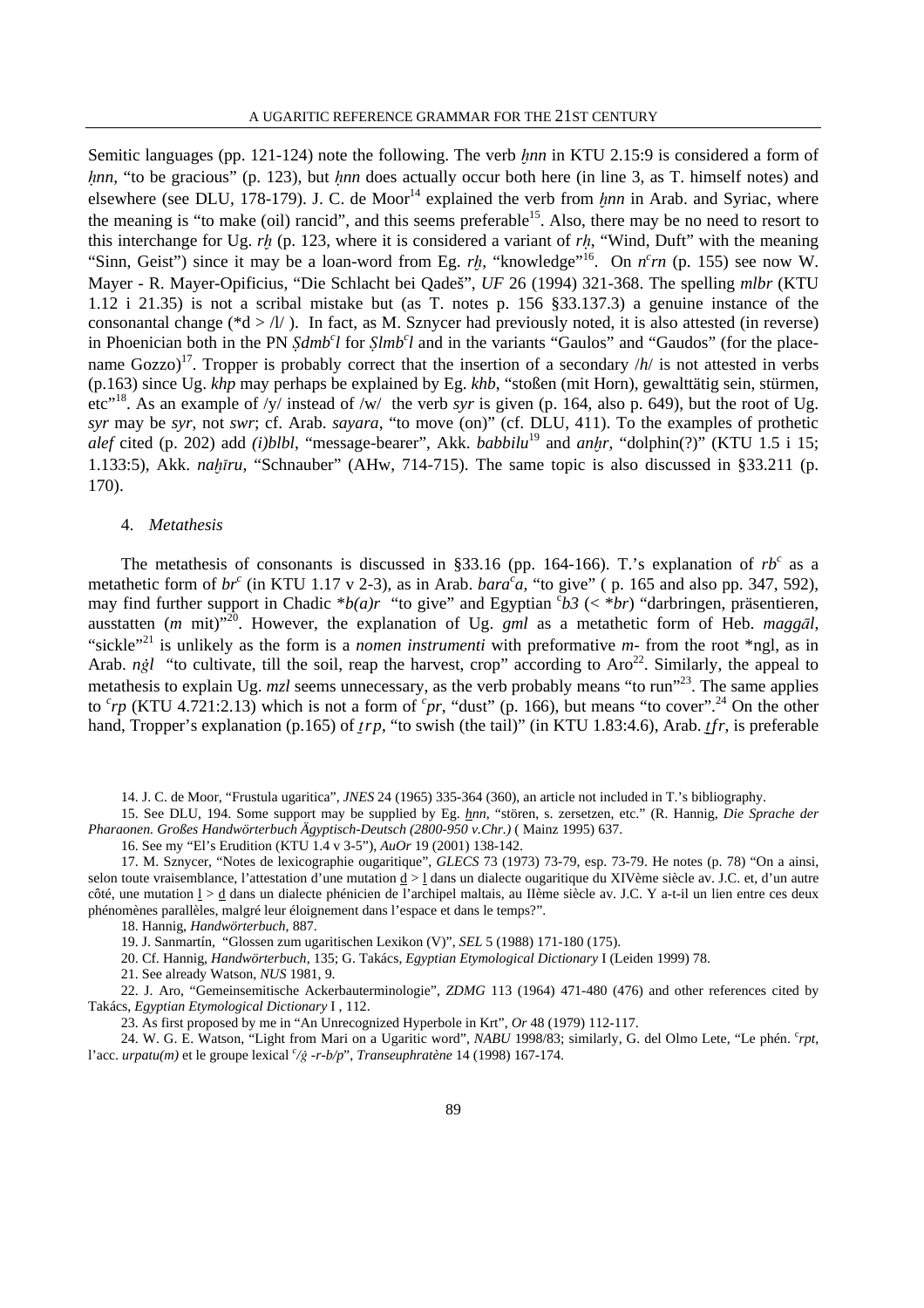Semitic languages (pp. 121-124) note the following. The verb *ḫnn* in KTU 2.15:9 is considered a form of *ḥnn*, "to be gracious" (p. 123), but *ḥnn* does actually occur both here (in line 3, as T. himself notes) and elsewhere (see DLU, 178-179). J. C. de Moor[14] explained the verb from *ḫnn* in Arab. and Syriac, where the meaning is "to make (oil) rancid", and this seems preferable[15]. Also, there may be no need to resort to this interchange for Ug. *rḫ* (p. 123, where it is considered a variant of *rḥ*, "Wind, Duft" with the meaning "Sinn, Geist") since it may be a loan-word from Eg. *rḫ*, "knowledge"[16]. On *nʿrn* (p. 155) see now W. Mayer - R. Mayer-Opificius, "Die Schlacht bei Qadeš", *UF* 26 (1994) 321-368. The spelling *mlbr* (KTU 1.12 i 21.35) is not a scribal mistake but (as T. notes p. 156 §33.137.3) a genuine instance of the consonantal change (*d > /l/ ). In fact, as M. Sznycer had previously noted, it is also attested (in reverse) in Phoenician both in the PN *Ṣdmbʿl* for *Ṣlmbʿl* and in the variants "Gaulos" and "Gaudos" (for the place-name Gozzo)[17]. Tropper is probably correct that the insertion of a secondary /h/ is not attested in verbs (p.163) since Ug. *khp* may perhaps be explained by Eg. *khb*, "stoßen (mit Horn), gewalttätig sein, stürmen, etc"[18]. As an example of /y/ instead of /w/ the verb *syr* is given (p. 164, also p. 649), but the root of Ug. *syr* may be *syr*, not *swr*; cf. Arab. *sayara*, "to move (on)" (cf. DLU, 411). To the examples of prothetic *alef* cited (p. 202) add *(i)blbl*, "message-bearer", Akk. *babbilu*[19] and *anḫr*, "dolphin(?)" (KTU 1.5 i 15; 1.133:5), Akk. *naḫīru*, "Schnauber" (AHw, 714-715). The same topic is also discussed in §33.211 (p. 170).

4. *Metathesis*

The metathesis of consonants is discussed in §33.16 (pp. 164-166). T.'s explanation of *rbʿ* as a metathetic form of *brʿ* (in KTU 1.17 v 2-3), as in Arab. *baraʿa*, "to give" ( p. 165 and also pp. 347, 592), may find further support in Chadic **b(a)r* "to give" and Egyptian *ʿb3* (< **br*) "darbringen, präsentieren, ausstatten (*m* mit)"[20]. However, the explanation of Ug. *gml* as a metathetic form of Heb. *maggāl*, "sickle"[21] is unlikely as the form is a *nomen instrumenti* with preformative *m-* from the root *ngl, as in Arab. *nġl* "to cultivate, till the soil, reap the harvest, crop" according to Aro[22]. Similarly, the appeal to metathesis to explain Ug. *mzl* seems unnecessary, as the verb probably means "to run"[23]. The same applies to *ʿrp* (KTU 4.721:2.13) which is not a form of *ʿpr*, "dust" (p. 166), but means "to cover".[24] On the other hand, Tropper's explanation (p.165) of *ṯrp*, "to swish (the tail)" (in KTU 1.83:4.6), Arab. *ṯfr*, is preferable

14. J. C. de Moor, "Frustula ugaritica", *JNES* 24 (1965) 335-364 (360), an article not included in T.'s bibliography.

15. See DLU, 194. Some support may be supplied by Eg. *ḫnn*, "stören, s. zersetzen, etc." (R. Hannig, *Die Sprache der Pharaonen. Großes Handwörterbuch Ägyptisch-Deutsch (2800-950 v.Chr.)* ( Mainz 1995) 637.

16. See my "El's Erudition (KTU 1.4 v 3-5"), *AuOr* 19 (2001) 138-142.

17. M. Sznycer, "Notes de lexicographie ougaritique", *GLECS* 73 (1973) 73-79, esp. 73-79. He notes (p. 78) "On a ainsi, selon toute vraisemblance, l'attestation d'une mutation ḏ > l dans un dialecte ougaritique du XIVème siècle av. J.C. et, d'un autre côté, une mutation l > ḏ dans un dialecte phénicien de l'archipel maltais, au IIème siècle av. J.C. Y a-t-il un lien entre ces deux phénomènes parallèles, malgré leur éloignement dans l'espace et dans le temps?".

18. Hannig, *Handwörterbuch*, 887.

19. J. Sanmartín, "Glossen zum ugaritischen Lexikon (V)", *SEL* 5 (1988) 171-180 (175).

20. Cf. Hannig, *Handwörterbuch*, 135; G. Takács, *Egyptian Etymological Dictionary* I (Leiden 1999) 78.

21. See already Watson, *NUS* 1981, 9.

22. J. Aro, "Gemeinsemitische Ackerbauterminologie", *ZDMG* 113 (1964) 471-480 (476) and other references cited by Takács, *Egyptian Etymological Dictionary* I , 112.

23. As first proposed by me in "An Unrecognized Hyperbole in Krt", *Or* 48 (1979) 112-117.

24. W. G. E. Watson, "Light from Mari on a Ugaritic word", *NABU* 1998/83; similarly, G. del Olmo Lete, "Le phén. *ʿrpt*, l'acc. *urpatu(m)* et le groupe lexical *ʿ/ġ -r-b/p*", *Transeuphratène* 14 (1998) 167-174.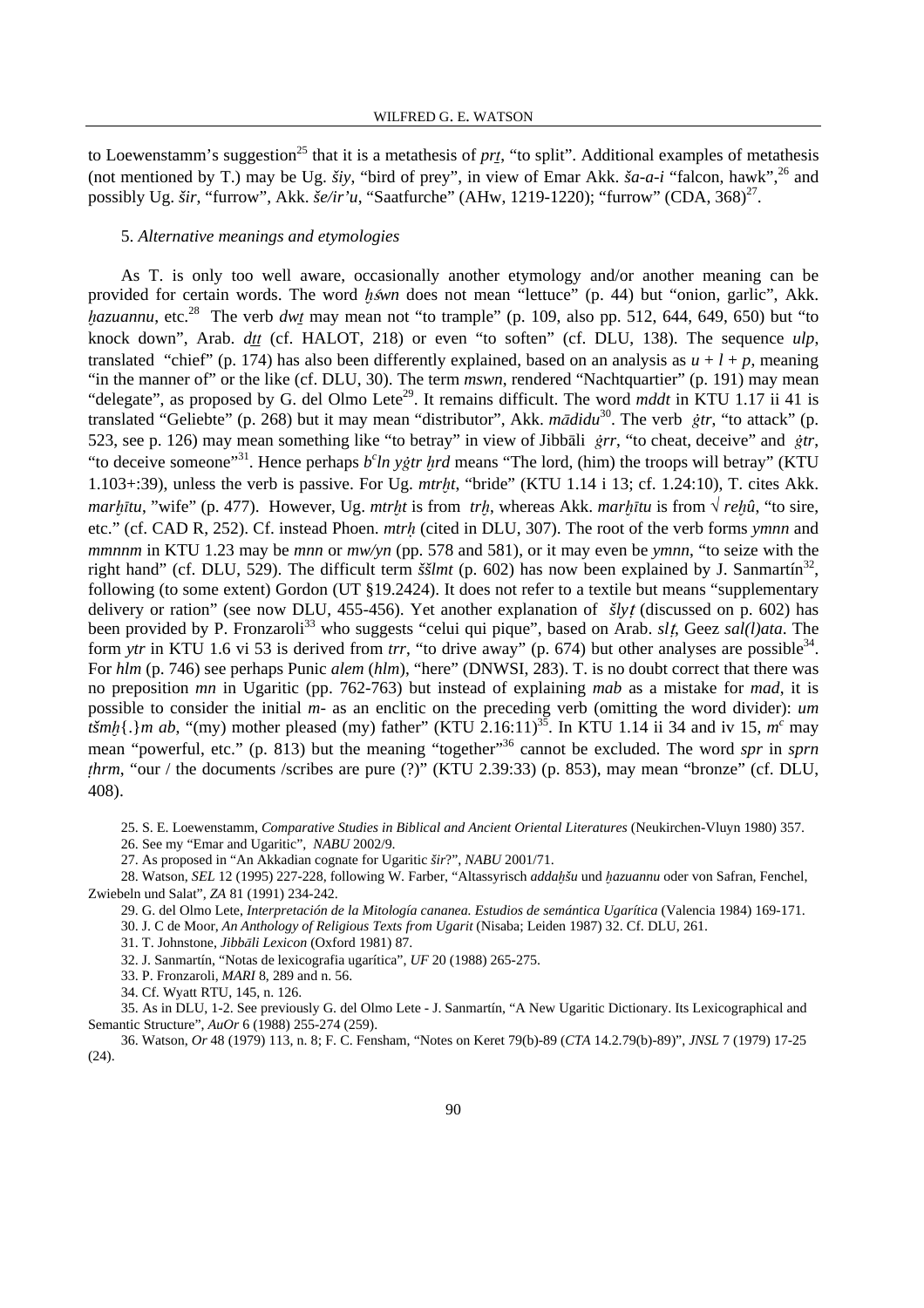to Loewenstamm's suggestion[25] that it is a metathesis of *prṯ*, "to split". Additional examples of metathesis (not mentioned by T.) may be Ug. *šiy*, "bird of prey", in view of Emar Akk. *ša-a-i* "falcon, hawk",[26] and possibly Ug. *šir*, "furrow", Akk. *še/ir'u*, "Saatfurche" (AHw, 1219-1220); "furrow" (CDA, 368)[27].

5. *Alternative meanings and etymologies*

As T. is only too well aware, occasionally another etymology and/or another meaning can be provided for certain words. The word *ḫśwn* does not mean "lettuce" (p. 44) but "onion, garlic", Akk. *ḫazuannu*, etc.[28] The verb *dwṯ* may mean not "to trample" (p. 109, also pp. 512, 644, 649, 650) but "to knock down", Arab. *dṯṯ* (cf. HALOT, 218) or even "to soften" (cf. DLU, 138). The sequence *ulp*, translated "chief" (p. 174) has also been differently explained, based on an analysis as *u* + *l* + *p*, meaning "in the manner of" or the like (cf. DLU, 30). The term *mswn*, rendered "Nachtquartier" (p. 191) may mean "delegate", as proposed by G. del Olmo Lete[29]. It remains difficult. The word *mddt* in KTU 1.17 ii 41 is translated "Geliebte" (p. 268) but it may mean "distributor", Akk. *mādidu*[30]. The verb *ġtr*, "to attack" (p. 523, see p. 126) may mean something like "to betray" in view of Jibbāli *ġrr*, "to cheat, deceive" and *ġtr*, "to deceive someone"[31]. Hence perhaps *bʿln yġtr ḫrd* means "The lord, (him) the troops will betray" (KTU 1.103+:39), unless the verb is passive. For Ug. *mtrḫt*, "bride" (KTU 1.14 i 13; cf. 1.24:10), T. cites Akk. *marḫītu*, "wife" (p. 477). However, Ug. *mtrḫt* is from *trḫ*, whereas Akk. *marḫītu* is from √ *reḫû*, "to sire, etc." (cf. CAD R, 252). Cf. instead Phoen. *mtrḥ* (cited in DLU, 307). The root of the verb forms *ymnn* and *mmnnm* in KTU 1.23 may be *mnn* or *mw/yn* (pp. 578 and 581), or it may even be *ymnn*, "to seize with the right hand" (cf. DLU, 529). The difficult term *ššlmt* (p. 602) has now been explained by J. Sanmartín[32], following (to some extent) Gordon (UT §19.2424). It does not refer to a textile but means "supplementary delivery or ration" (see now DLU, 455-456). Yet another explanation of *šlyṭ* (discussed on p. 602) has been provided by P. Fronzaroli[33] who suggests "celui qui pique", based on Arab. *slṭ*, Geez *sal(l)ata*. The form *ytr* in KTU 1.6 vi 53 is derived from *trr*, "to drive away" (p. 674) but other analyses are possible[34]. For *hlm* (p. 746) see perhaps Punic *alem* (*hlm*), "here" (DNWSI, 283). T. is no doubt correct that there was no preposition *mn* in Ugaritic (pp. 762-763) but instead of explaining *mab* as a mistake for *mad*, it is possible to consider the initial *m*- as an enclitic on the preceding verb (omitting the word divider): *um tšmḫ*{.}*m ab*, "(my) mother pleased (my) father" (KTU 2.16:11)[35]. In KTU 1.14 ii 34 and iv 15, *mʿ* may mean "powerful, etc." (p. 813) but the meaning "together"[36] cannot be excluded. The word *spr* in *sprn ṭhrm*, "our / the documents /scribes are pure (?)" (KTU 2.39:33) (p. 853), may mean "bronze" (cf. DLU, 408).

25. S. E. Loewenstamm, *Comparative Studies in Biblical and Ancient Oriental Literatures* (Neukirchen-Vluyn 1980) 357.

26. See my "Emar and Ugaritic", *NABU* 2002/9.

27. As proposed in "An Akkadian cognate for Ugaritic *šir*?", *NABU* 2001/71.

28. Watson, *SEL* 12 (1995) 227-228, following W. Farber, "Altassyrisch *addaḫšu* und *ḫazuannu* oder von Safran, Fenchel, Zwiebeln und Salat", *ZA* 81 (1991) 234-242.

29. G. del Olmo Lete, *Interpretación de la Mitología cananea. Estudios de semántica Ugarítica* (Valencia 1984) 169-171.

30. J. C de Moor, *An Anthology of Religious Texts from Ugarit* (Nisaba; Leiden 1987) 32. Cf. DLU, 261.

31. T. Johnstone, *Jibbāli Lexicon* (Oxford 1981) 87.

32. J. Sanmartín, "Notas de lexicografia ugarítica", *UF* 20 (1988) 265-275.

33. P. Fronzaroli, *MARI* 8, 289 and n. 56.

34. Cf. Wyatt RTU, 145, n. 126.

35. As in DLU, 1-2. See previously G. del Olmo Lete - J. Sanmartín, "A New Ugaritic Dictionary. Its Lexicographical and Semantic Structure", *AuOr* 6 (1988) 255-274 (259).

36. Watson, *Or* 48 (1979) 113, n. 8; F. C. Fensham, "Notes on Keret 79(b)-89 (*CTA* 14.2.79(b)-89)", *JNSL* 7 (1979) 17-25 (24).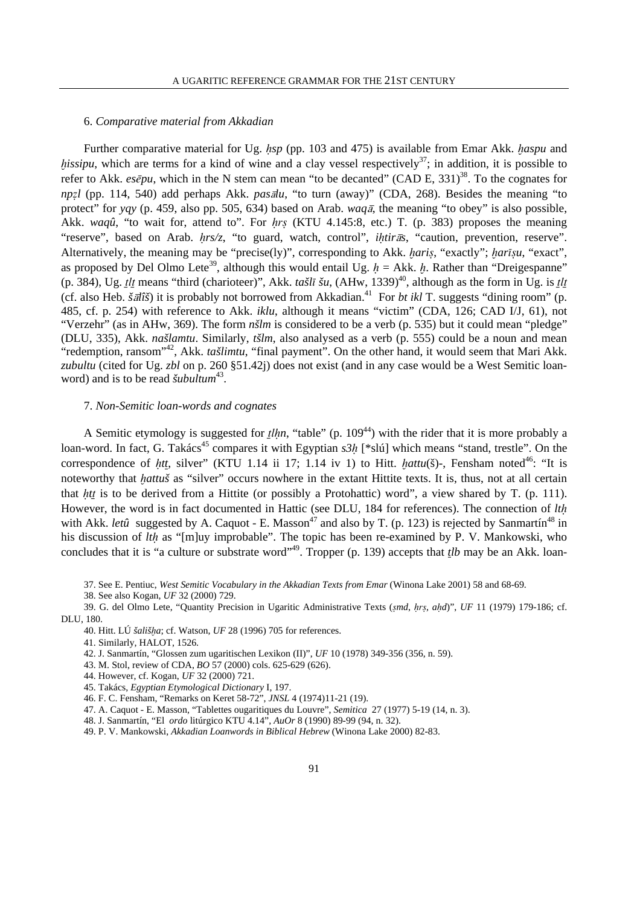### 6. *Comparative material from Akkadian*

Further comparative material for Ug. *ḥsp* (pp. 103 and 475) is available from Emar Akk. *ḫaspu* and *ḫissipu*, which are terms for a kind of wine and a clay vessel respectively[37]; in addition, it is possible to refer to Akk. *esēpu*, which in the N stem can mean "to be decanted" (CAD E, 331)[38]. To the cognates for *npẓl* (pp. 114, 540) add perhaps Akk. *pasālu*, "to turn (away)" (CDA, 268). Besides the meaning "to protect" for *yqy* (p. 459, also pp. 505, 634) based on Arab. *waqā*, the meaning "to obey" is also possible, Akk. *waqû*, "to wait for, attend to". For *ḥrṣ* (KTU 4.145:8, etc.) T. (p. 383) proposes the meaning "reserve", based on Arab. *ḥrs/z*, "to guard, watch, control", *iḥtirās*, "caution, prevention, reserve". Alternatively, the meaning may be "precise(ly)", corresponding to Akk. *ḫariṣ*, "exactly"; *ḫarīṣu*, "exact", as proposed by Del Olmo Lete[39], although this would entail Ug. *ḥ* = Akk. *ḫ*. Rather than "Dreigespanne" (p. 384), Ug. *ṯlṯ* means "third (charioteer)", Akk. *tašlī šu*, (AHw, 1339)[40], although as the form in Ug. is *ṯlṯ* (cf. also Heb. *šālîš*) it is probably not borrowed from Akkadian.[41] For *bt ikl* T. suggests "dining room" (p. 485, cf. p. 254) with reference to Akk. *iklu*, although it means "victim" (CDA, 126; CAD I/J, 61), not "Verzehr" (as in AHw, 369). The form *nšlm* is considered to be a verb (p. 535) but it could mean "pledge" (DLU, 335), Akk. *našlamtu*. Similarly, *tšlm*, also analysed as a verb (p. 555) could be a noun and mean "redemption, ransom"[42], Akk. *tašlimtu*, "final payment". On the other hand, it would seem that Mari Akk. *zubultu* (cited for Ug. *zbl* on p. 260 §51.42j) does not exist (and in any case would be a West Semitic loan-word) and is to be read *šubultum*[43].

### 7. *Non-Semitic loan-words and cognates*

A Semitic etymology is suggested for *ṯlḥn*, "table" (p. 109[44]) with the rider that it is more probably a loan-word. In fact, G. Takács[45] compares it with Egyptian *s3ḥ* [*slú] which means "stand, trestle". On the correspondence of *ḥtṯ*, silver" (KTU 1.14 ii 17; 1.14 iv 1) to Hitt. *ḫattu*(š)-, Fensham noted[46]: "It is noteworthy that *ḫattuš* as "silver" occurs nowhere in the extant Hittite texts. It is, thus, not at all certain that *ḥtṯ* is to be derived from a Hittite (or possibly a Protohattic) word", a view shared by T. (p. 111). However, the word is in fact documented in Hattic (see DLU, 184 for references). The connection of *ltḥ* with Akk. *letû* suggested by A. Caquot - E. Masson[47] and also by T. (p. 123) is rejected by Sanmartín[48] in his discussion of *ltḥ* as "[m]uy improbable". The topic has been re-examined by P. V. Mankowski, who concludes that it is "a culture or substrate word"[49]. Tropper (p. 139) accepts that *ṯlb* may be an Akk. loan-

37. See E. Pentiuc, *West Semitic Vocabulary in the Akkadian Texts from Emar* (Winona Lake 2001) 58 and 68-69.

38. See also Kogan, *UF* 32 (2000) 729.

39. G. del Olmo Lete, "Quantity Precision in Ugaritic Administrative Texts (*ṣmd*, *ḥrṣ*, *aḥd*)", *UF* 11 (1979) 179-186; cf. DLU, 180.

40. Hitt. LÚ *šališḫa*; cf. Watson, *UF* 28 (1996) 705 for references.

41. Similarly, HALOT, 1526.

42. J. Sanmartín, "Glossen zum ugaritischen Lexikon (II)", *UF* 10 (1978) 349-356 (356, n. 59).

43. M. Stol, review of CDA, *BO* 57 (2000) cols. 625-629 (626).

44. However, cf. Kogan, *UF* 32 (2000) 721.

45. Takács, *Egyptian Etymological Dictionary* I, 197.

46. F. C. Fensham, "Remarks on Keret 58-72", *JNSL* 4 (1974)11-21 (19).

47. A. Caquot - E. Masson, "Tablettes ougaritiques du Louvre", *Semitica* 27 (1977) 5-19 (14, n. 3).

48. J. Sanmartín, "El *ordo* litúrgico KTU 4.14", *AuOr* 8 (1990) 89-99 (94, n. 32).

49. P. V. Mankowski, *Akkadian Loanwords in Biblical Hebrew* (Winona Lake 2000) 82-83.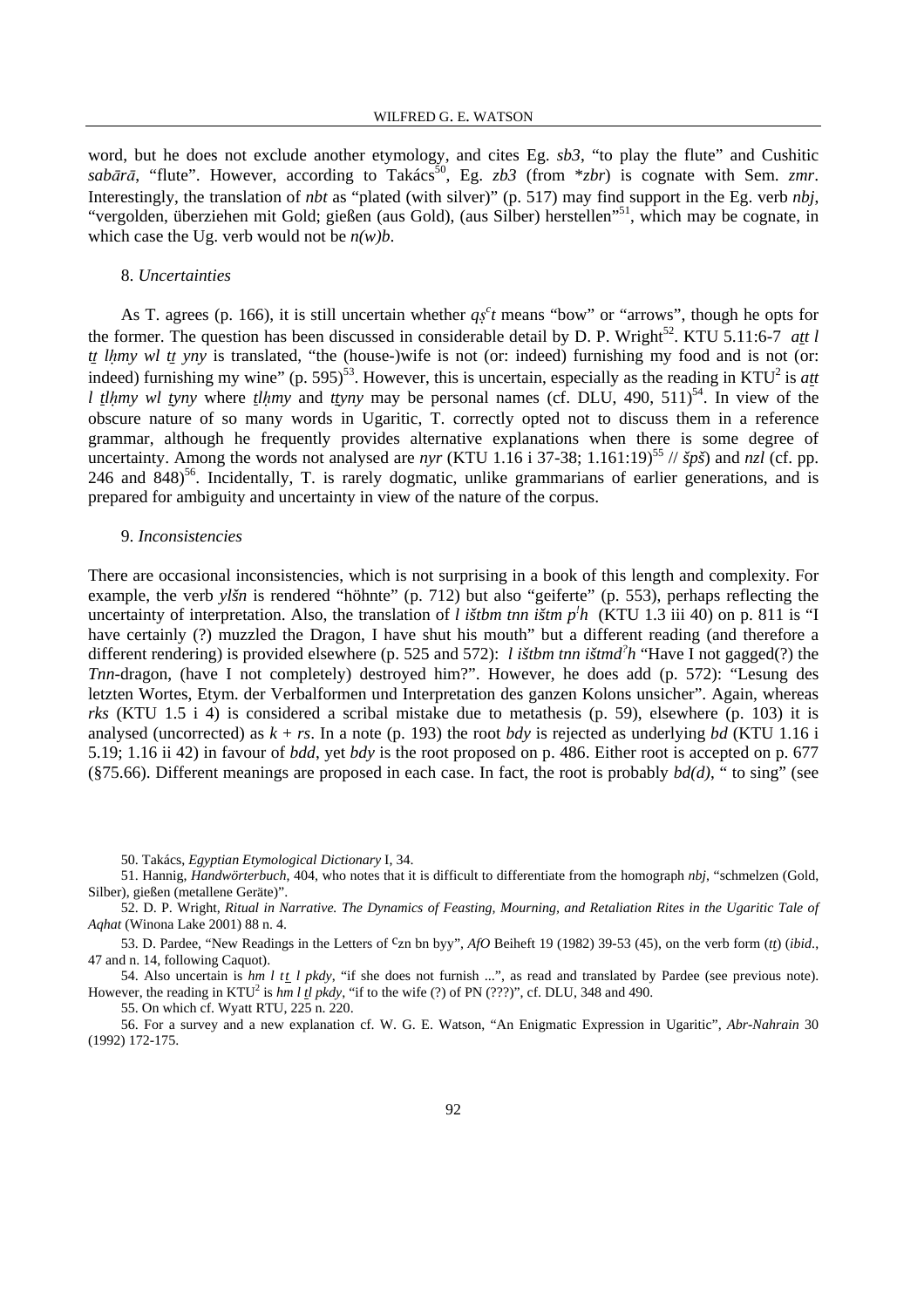word, but he does not exclude another etymology, and cites Eg. *sb3*, "to play the flute" and Cushitic *sabārā*, "flute". However, according to Takács[50], Eg. *zb3* (from *\*zbr*) is cognate with Sem. *zmr*. Interestingly, the translation of *nbt* as "plated (with silver)" (p. 517) may find support in the Eg. verb *nbj*, "vergolden, überziehen mit Gold; gießen (aus Gold), (aus Silber) herstellen"[51], which may be cognate, in which case the Ug. verb would not be *n(w)b*.

8. *Uncertainties*

As T. agrees (p. 166), it is still uncertain whether *qṣ*ᶜ*t* means "bow" or "arrows", though he opts for the former. The question has been discussed in considerable detail by D. P. Wright[52]. KTU 5.11:6-7 *at̠t l t̠t lḥmy wl t̠t yny* is translated, "the (house-)wife is not (or: indeed) furnishing my food and is not (or: indeed) furnishing my wine" (p. 595)[53]. However, this is uncertain, especially as the reading in KTU² is *at̠t l t̠lḥmy wl t̠yny* where *t̠lḥmy* and *t̠tyny* may be personal names (cf. DLU, 490, 511)[54]. In view of the obscure nature of so many words in Ugaritic, T. correctly opted not to discuss them in a reference grammar, although he frequently provides alternative explanations when there is some degree of uncertainty. Among the words not analysed are *nyr* (KTU 1.16 i 37-38; 1.161:19)[55] // *špš*) and *nzl* (cf. pp. 246 and 848)[56]. Incidentally, T. is rarely dogmatic, unlike grammarians of earlier generations, and is prepared for ambiguity and uncertainty in view of the nature of the corpus.

9. *Inconsistencies*

There are occasional inconsistencies, which is not surprising in a book of this length and complexity. For example, the verb *ylšn* is rendered "höhnte" (p. 712) but also "geiferte" (p. 553), perhaps reflecting the uncertainty of interpretation. Also, the translation of *l ištbm tnn ištm pʾh* (KTU 1.3 iii 40) on p. 811 is "I have certainly (?) muzzled the Dragon, I have shut his mouth" but a different reading (and therefore a different rendering) is provided elsewhere (p. 525 and 572): *l ištbm tnn ištmdʾh* "Have I not gagged(?) the *Tnn*-dragon, (have I not completely) destroyed him?". However, he does add (p. 572): "Lesung des letzten Wortes, Etym. der Verbalformen und Interpretation des ganzen Kolons unsicher". Again, whereas *rks* (KTU 1.5 i 4) is considered a scribal mistake due to metathesis (p. 59), elsewhere (p. 103) it is analysed (uncorrected) as *k* + *rs*. In a note (p. 193) the root *bdy* is rejected as underlying *bd* (KTU 1.16 i 5.19; 1.16 ii 42) in favour of *bdd*, yet *bdy* is the root proposed on p. 486. Either root is accepted on p. 677 (§75.66). Different meanings are proposed in each case. In fact, the root is probably *bd(d)*, " to sing" (see

50. Takács, *Egyptian Etymological Dictionary* I, 34.

51. Hannig, *Handwörterbuch*, 404, who notes that it is difficult to differentiate from the homograph *nbj*, "schmelzen (Gold, Silber), gießen (metallene Geräte)".

52. D. P. Wright, *Ritual in Narrative. The Dynamics of Feasting, Mourning, and Retaliation Rites in the Ugaritic Tale of Aqhat* (Winona Lake 2001) 88 n. 4.

53. D. Pardee, "New Readings in the Letters of ᶜzn bn byy", *AfO* Beiheft 19 (1982) 39-53 (45), on the verb form (*t̠t*) (*ibid*., 47 and n. 14, following Caquot).

54. Also uncertain is *hm l t̠t l pkdy*, "if she does not furnish ...", as read and translated by Pardee (see previous note). However, the reading in KTU² is *hm l t̠l pkdy*, "if to the wife (?) of PN (???)", cf. DLU, 348 and 490.

55. On which cf. Wyatt RTU, 225 n. 220.

56. For a survey and a new explanation cf. W. G. E. Watson, "An Enigmatic Expression in Ugaritic", *Abr-Nahrain* 30 (1992) 172-175.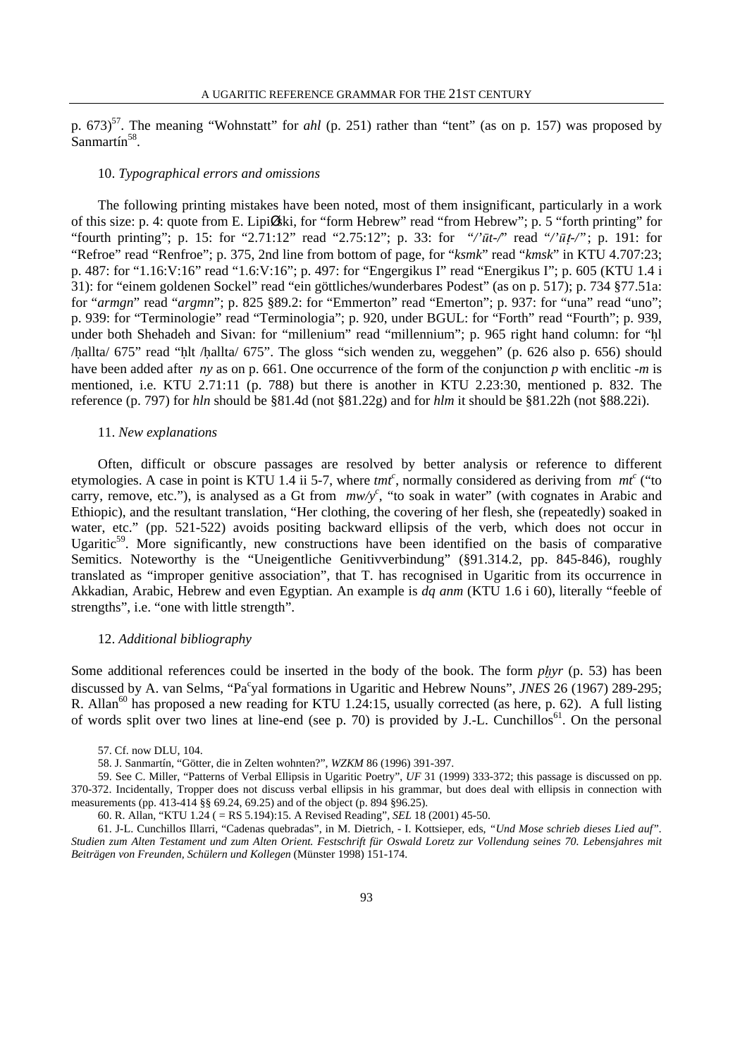p. 673)[57]. The meaning "Wohnstatt" for *ahl* (p. 251) rather than "tent" (as on p. 157) was proposed by Sanmartín[58].

10. *Typographical errors and omissions*

The following printing mistakes have been noted, most of them insignificant, particularly in a work of this size: p. 4: quote from E. LipiØski, for "form Hebrew" read "from Hebrew"; p. 5 "forth printing" for "fourth printing"; p. 15: for "2.71:12" read "2.75:12"; p. 33: for "/'ūt-/" read "/'ūṭ-/"; p. 191: for "Refroe" read "Renfroe"; p. 375, 2nd line from bottom of page, for "*ksmk*" read "*kmsk*" in KTU 4.707:23; p. 487: for "1.16:V:16" read "1.6:V:16"; p. 497: for "Engergikus I" read "Energikus I"; p. 605 (KTU 1.4 i 31): for "einem goldenen Sockel" read "ein göttliches/wunderbares Podest" (as on p. 517); p. 734 §77.51a: for "*armgn*" read "*argmn*"; p. 825 §89.2: for "Emmerton" read "Emerton"; p. 937: for "una" read "uno"; p. 939: for "Terminologie" read "Terminologia"; p. 920, under BGUL: for "Forth" read "Fourth"; p. 939, under both Shehadeh and Sivan: for "millenium" read "millennium"; p. 965 right hand column: for "ḥl /ḥallta/ 675" read "ḥlt /ḥallta/ 675". The gloss "sich wenden zu, weggehen" (p. 626 also p. 656) should have been added after *ny* as on p. 661. One occurrence of the form of the conjunction *p* with enclitic *-m* is mentioned, i.e. KTU 2.71:11 (p. 788) but there is another in KTU 2.23:30, mentioned p. 832. The reference (p. 797) for *hln* should be §81.4d (not §81.22g) and for *hlm* it should be §81.22h (not §88.22i).

11. *New explanations*

Often, difficult or obscure passages are resolved by better analysis or reference to different etymologies. A case in point is KTU 1.4 ii 5-7, where *tmtᶜ*, normally considered as deriving from *mtᶜ* ("to carry, remove, etc."), is analysed as a Gt from *mw/yᶜ*, "to soak in water" (with cognates in Arabic and Ethiopic), and the resultant translation, "Her clothing, the covering of her flesh, she (repeatedly) soaked in water, etc." (pp. 521-522) avoids positing backward ellipsis of the verb, which does not occur in Ugaritic[59]. More significantly, new constructions have been identified on the basis of comparative Semitics. Noteworthy is the "Uneigentliche Genitivverbindung" (§91.314.2, pp. 845-846), roughly translated as "improper genitive association", that T. has recognised in Ugaritic from its occurrence in Akkadian, Arabic, Hebrew and even Egyptian. An example is *dq anm* (KTU 1.6 i 60), literally "feeble of strengths", i.e. "one with little strength".

12. *Additional bibliography*

Some additional references could be inserted in the body of the book. The form *pḫyr* (p. 53) has been discussed by A. van Selms, "Paᶜyal formations in Ugaritic and Hebrew Nouns", *JNES* 26 (1967) 289-295; R. Allan[60] has proposed a new reading for KTU 1.24:15, usually corrected (as here, p. 62). A full listing of words split over two lines at line-end (see p. 70) is provided by J.-L. Cunchillos[61]. On the personal

57. Cf. now DLU, 104.

58. J. Sanmartín, "Götter, die in Zelten wohnten?", *WZKM* 86 (1996) 391-397.

59. See C. Miller, "Patterns of Verbal Ellipsis in Ugaritic Poetry", *UF* 31 (1999) 333-372; this passage is discussed on pp. 370-372. Incidentally, Tropper does not discuss verbal ellipsis in his grammar, but does deal with ellipsis in connection with measurements (pp. 413-414 §§ 69.24, 69.25) and of the object (p. 894 §96.25).

60. R. Allan, "KTU 1.24 ( = RS 5.194):15. A Revised Reading", *SEL* 18 (2001) 45-50.

61. J-L. Cunchillos Illarri, "Cadenas quebradas", in M. Dietrich, - I. Kottsieper, eds, *"Und Mose schrieb dieses Lied auf". Studien zum Alten Testament und zum Alten Orient. Festschrift für Oswald Loretz zur Vollendung seines 70. Lebensjahres mit Beiträgen von Freunden, Schülern und Kollegen* (Münster 1998) 151-174.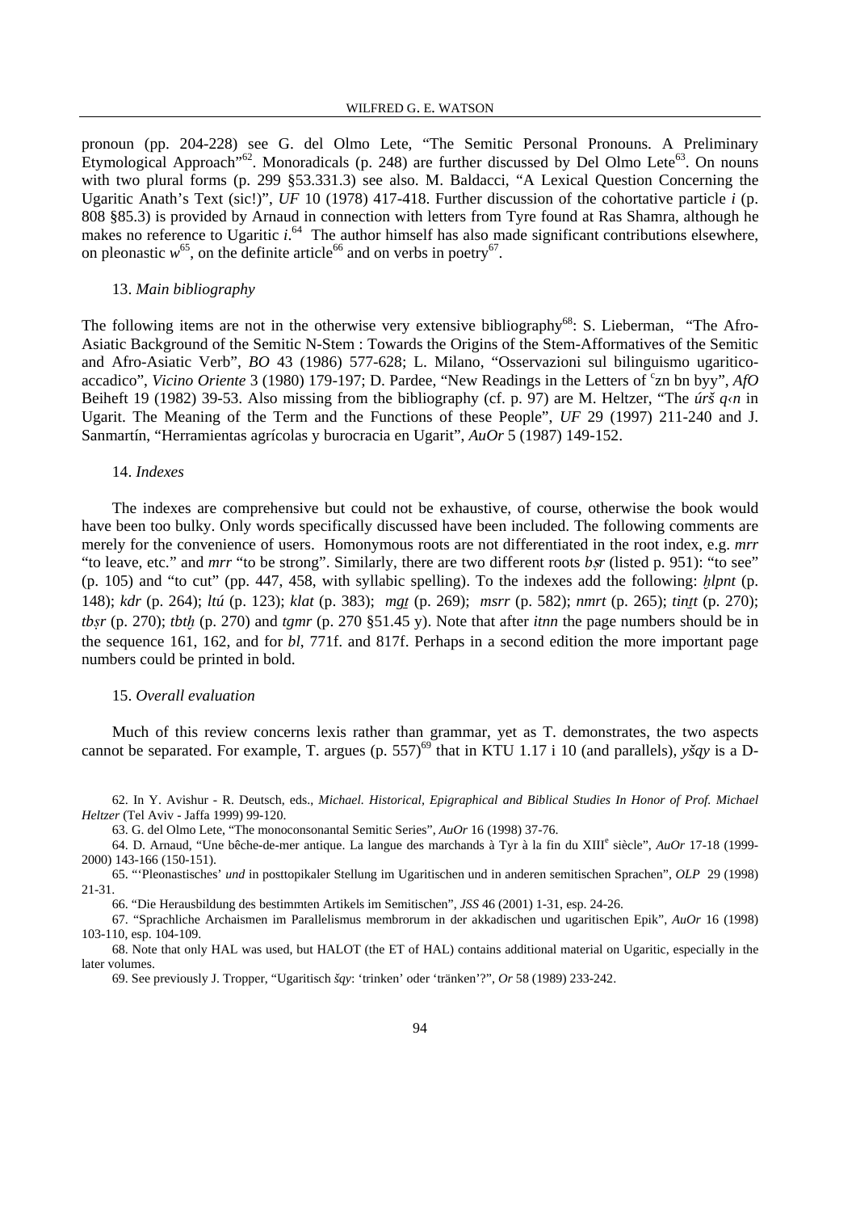pronoun (pp. 204-228) see G. del Olmo Lete, "The Semitic Personal Pronouns. A Preliminary Etymological Approach"[62]. Monoradicals (p. 248) are further discussed by Del Olmo Lete[63]. On nouns with two plural forms (p. 299 §53.331.3) see also. M. Baldacci, "A Lexical Question Concerning the Ugaritic Anath's Text (sic!)", *UF* 10 (1978) 417-418. Further discussion of the cohortative particle *i* (p. 808 §85.3) is provided by Arnaud in connection with letters from Tyre found at Ras Shamra, although he makes no reference to Ugaritic *i*.[64] The author himself has also made significant contributions elsewhere, on pleonastic *w*[65], on the definite article[66] and on verbs in poetry[67].

### 13. *Main bibliography*

The following items are not in the otherwise very extensive bibliography[68]: S. Lieberman, "The Afro-Asiatic Background of the Semitic N-Stem : Towards the Origins of the Stem-Afformatives of the Semitic and Afro-Asiatic Verb", *BO* 43 (1986) 577-628; L. Milano, "Osservazioni sul bilinguismo ugaritico-accadico", *Vicino Oriente* 3 (1980) 179-197; D. Pardee, "New Readings in the Letters of ᶜzn bn byy", *AfO* Beiheft 19 (1982) 39-53. Also missing from the bibliography (cf. p. 97) are M. Heltzer, "The *úrš q‹n* in Ugarit. The Meaning of the Term and the Functions of these People", *UF* 29 (1997) 211-240 and J. Sanmartín, "Herramientas agrícolas y burocracia en Ugarit", *AuOr* 5 (1987) 149-152.

### 14. *Indexes*

The indexes are comprehensive but could not be exhaustive, of course, otherwise the book would have been too bulky. Only words specifically discussed have been included. The following comments are merely for the convenience of users. Homonymous roots are not differentiated in the root index, e.g. *mrr* "to leave, etc." and *mrr* "to be strong". Similarly, there are two different roots *bṣr* (listed p. 951): "to see" (p. 105) and "to cut" (pp. 447, 458, with syllabic spelling). To the indexes add the following: *ḫlpnt* (p. 148); *kdr* (p. 264); *ltú* (p. 123); *klat* (p. 383); *mg̱t* (p. 269); *msrr* (p. 582); *nmrt* (p. 265); *tint̠t* (p. 270); *tbṣr* (p. 270); *tbtḫ* (p. 270) and *tgmr* (p. 270 §51.45 y). Note that after *itnn* the page numbers should be in the sequence 161, 162, and for *bl*, 771f. and 817f. Perhaps in a second edition the more important page numbers could be printed in bold.

### 15. *Overall evaluation*

Much of this review concerns lexis rather than grammar, yet as T. demonstrates, the two aspects cannot be separated. For example, T. argues (p. 557)[69] that in KTU 1.17 i 10 (and parallels), *yšqy* is a D-

---

62. In Y. Avishur - R. Deutsch, eds., *Michael. Historical, Epigraphical and Biblical Studies In Honor of Prof. Michael Heltzer* (Tel Aviv - Jaffa 1999) 99-120.

63. G. del Olmo Lete, "The monoconsonantal Semitic Series", *AuOr* 16 (1998) 37-76.

64. D. Arnaud, "Une bêche-de-mer antique. La langue des marchands à Tyr à la fin du XIIIᵉ siècle", *AuOr* 17-18 (1999-2000) 143-166 (150-151).

65. "'Pleonastisches' *und* in posttopikaler Stellung im Ugaritischen und in anderen semitischen Sprachen", *OLP* 29 (1998) 21-31.

66. "Die Herausbildung des bestimmten Artikels im Semitischen", *JSS* 46 (2001) 1-31, esp. 24-26.

67. "Sprachliche Archaismen im Parallelismus membrorum in der akkadischen und ugaritischen Epik", *AuOr* 16 (1998) 103-110, esp. 104-109.

68. Note that only HAL was used, but HALOT (the ET of HAL) contains additional material on Ugaritic, especially in the later volumes.

69. See previously J. Tropper, "Ugaritisch *šqy*: 'trinken' oder 'tränken'?", *Or* 58 (1989) 233-242.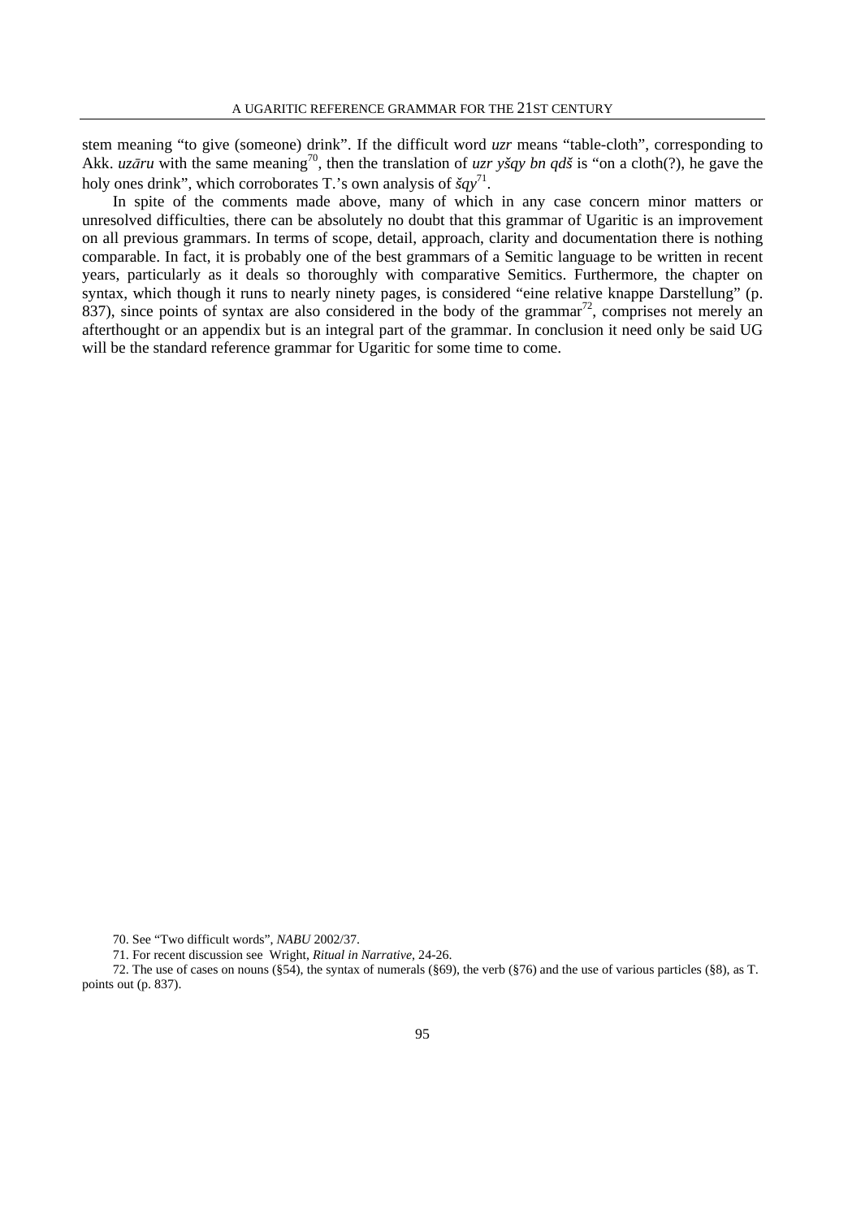stem meaning "to give (someone) drink". If the difficult word *uzr* means "table-cloth", corresponding to Akk. *uzāru* with the same meaning[70], then the translation of *uzr yšqy bn qdš* is "on a cloth(?), he gave the holy ones drink", which corroborates T.'s own analysis of *šqy*[71].

In spite of the comments made above, many of which in any case concern minor matters or unresolved difficulties, there can be absolutely no doubt that this grammar of Ugaritic is an improvement on all previous grammars. In terms of scope, detail, approach, clarity and documentation there is nothing comparable. In fact, it is probably one of the best grammars of a Semitic language to be written in recent years, particularly as it deals so thoroughly with comparative Semitics. Furthermore, the chapter on syntax, which though it runs to nearly ninety pages, is considered "eine relative knappe Darstellung" (p. 837), since points of syntax are also considered in the body of the grammar[72], comprises not merely an afterthought or an appendix but is an integral part of the grammar. In conclusion it need only be said UG will be the standard reference grammar for Ugaritic for some time to come.

70. See "Two difficult words", *NABU* 2002/37.

71. For recent discussion see Wright, *Ritual in Narrative*, 24-26.

72. The use of cases on nouns (§54), the syntax of numerals (§69), the verb (§76) and the use of various particles (§8), as T. points out (p. 837).